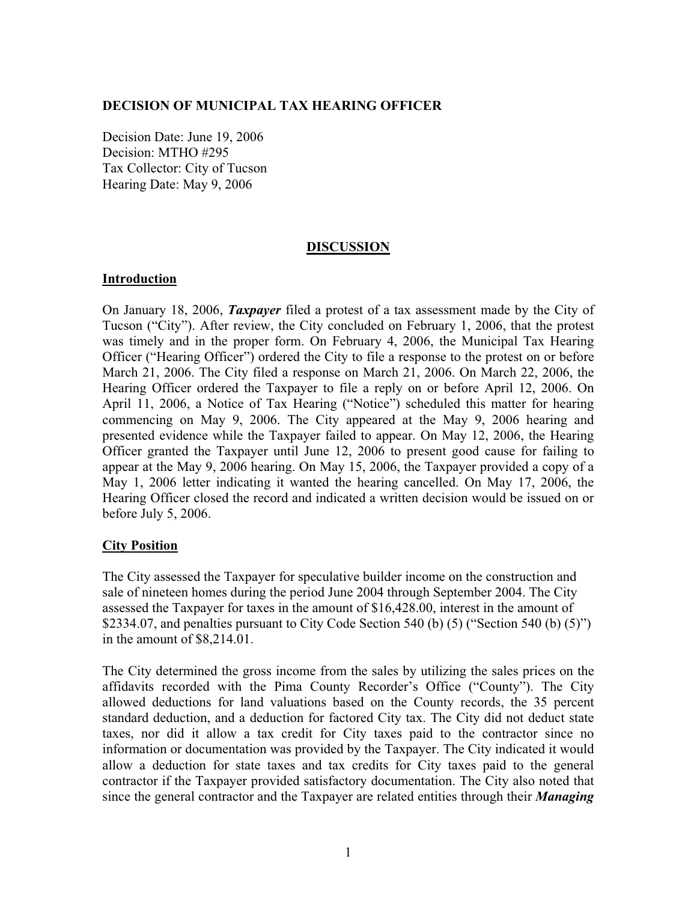**DECISION OF MUNICIPAL TAX HEARING OFFICER**

Decision Date: June 19, 2006
Decision: MTHO #295
Tax Collector: City of Tucson
Hearing Date: May 9, 2006

## DISCUSSION

### Introduction

On January 18, 2006, ***Taxpayer*** filed a protest of a tax assessment made by the City of Tucson ("City"). After review, the City concluded on February 1, 2006, that the protest was timely and in the proper form. On February 4, 2006, the Municipal Tax Hearing Officer ("Hearing Officer") ordered the City to file a response to the protest on or before March 21, 2006. The City filed a response on March 21, 2006. On March 22, 2006, the Hearing Officer ordered the Taxpayer to file a reply on or before April 12, 2006. On April 11, 2006, a Notice of Tax Hearing ("Notice") scheduled this matter for hearing commencing on May 9, 2006. The City appeared at the May 9, 2006 hearing and presented evidence while the Taxpayer failed to appear. On May 12, 2006, the Hearing Officer granted the Taxpayer until June 12, 2006 to present good cause for failing to appear at the May 9, 2006 hearing. On May 15, 2006, the Taxpayer provided a copy of a May 1, 2006 letter indicating it wanted the hearing cancelled. On May 17, 2006, the Hearing Officer closed the record and indicated a written decision would be issued on or before July 5, 2006.

### City Position

The City assessed the Taxpayer for speculative builder income on the construction and sale of nineteen homes during the period June 2004 through September 2004. The City assessed the Taxpayer for taxes in the amount of $16,428.00, interest in the amount of $2334.07, and penalties pursuant to City Code Section 540 (b) (5) ("Section 540 (b) (5)") in the amount of $8,214.01.

The City determined the gross income from the sales by utilizing the sales prices on the affidavits recorded with the Pima County Recorder's Office ("County"). The City allowed deductions for land valuations based on the County records, the 35 percent standard deduction, and a deduction for factored City tax. The City did not deduct state taxes, nor did it allow a tax credit for City taxes paid to the contractor since no information or documentation was provided by the Taxpayer. The City indicated it would allow a deduction for state taxes and tax credits for City taxes paid to the general contractor if the Taxpayer provided satisfactory documentation. The City also noted that since the general contractor and the Taxpayer are related entities through their ***Managing***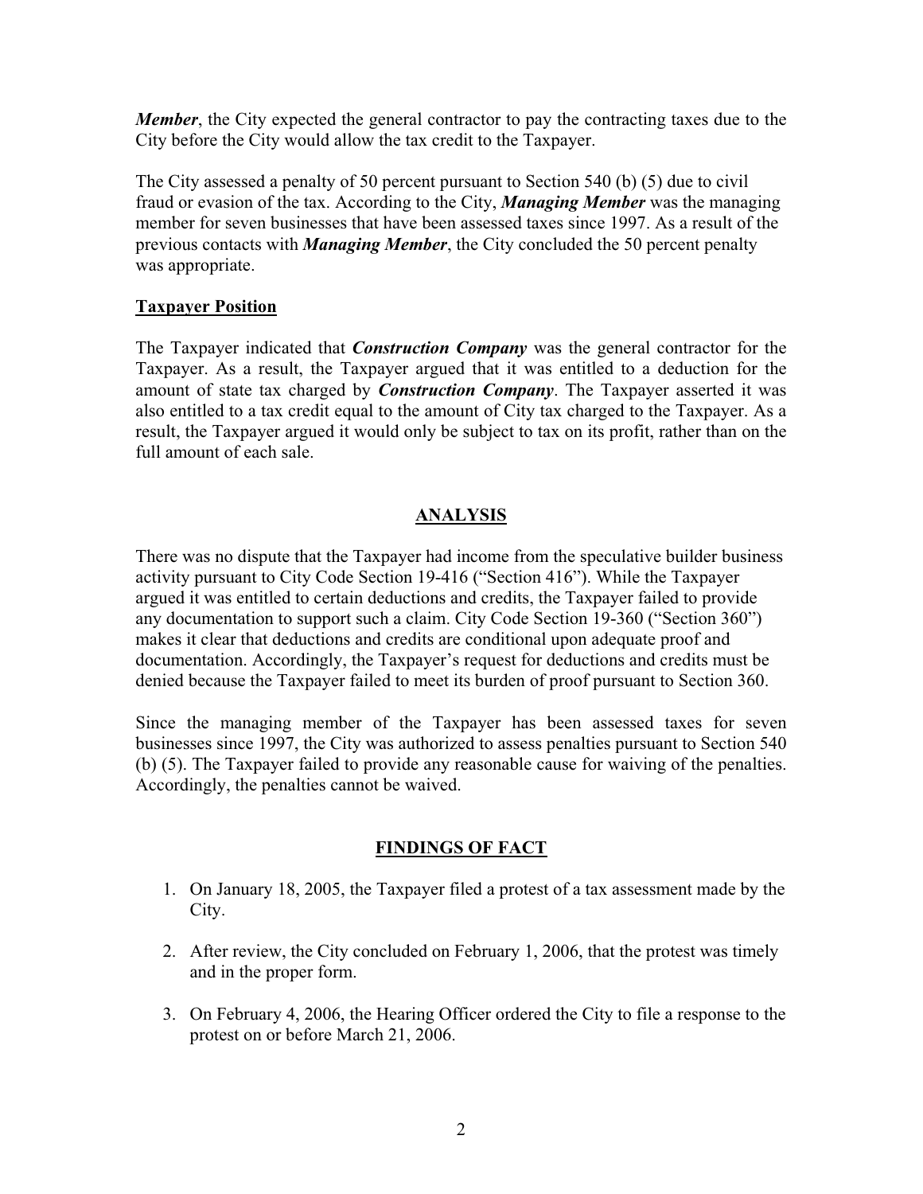***Member***, the City expected the general contractor to pay the contracting taxes due to the City before the City would allow the tax credit to the Taxpayer.

The City assessed a penalty of 50 percent pursuant to Section 540 (b) (5) due to civil fraud or evasion of the tax. According to the City, ***Managing Member*** was the managing member for seven businesses that have been assessed taxes since 1997. As a result of the previous contacts with ***Managing Member***, the City concluded the 50 percent penalty was appropriate.

**Taxpayer Position**

The Taxpayer indicated that ***Construction Company*** was the general contractor for the Taxpayer. As a result, the Taxpayer argued that it was entitled to a deduction for the amount of state tax charged by ***Construction Company***. The Taxpayer asserted it was also entitled to a tax credit equal to the amount of City tax charged to the Taxpayer. As a result, the Taxpayer argued it would only be subject to tax on its profit, rather than on the full amount of each sale.

## ANALYSIS

There was no dispute that the Taxpayer had income from the speculative builder business activity pursuant to City Code Section 19-416 ("Section 416"). While the Taxpayer argued it was entitled to certain deductions and credits, the Taxpayer failed to provide any documentation to support such a claim. City Code Section 19-360 ("Section 360") makes it clear that deductions and credits are conditional upon adequate proof and documentation. Accordingly, the Taxpayer's request for deductions and credits must be denied because the Taxpayer failed to meet its burden of proof pursuant to Section 360.

Since the managing member of the Taxpayer has been assessed taxes for seven businesses since 1997, the City was authorized to assess penalties pursuant to Section 540 (b) (5). The Taxpayer failed to provide any reasonable cause for waiving of the penalties. Accordingly, the penalties cannot be waived.

## FINDINGS OF FACT

1. On January 18, 2005, the Taxpayer filed a protest of a tax assessment made by the City.

2. After review, the City concluded on February 1, 2006, that the protest was timely and in the proper form.

3. On February 4, 2006, the Hearing Officer ordered the City to file a response to the protest on or before March 21, 2006.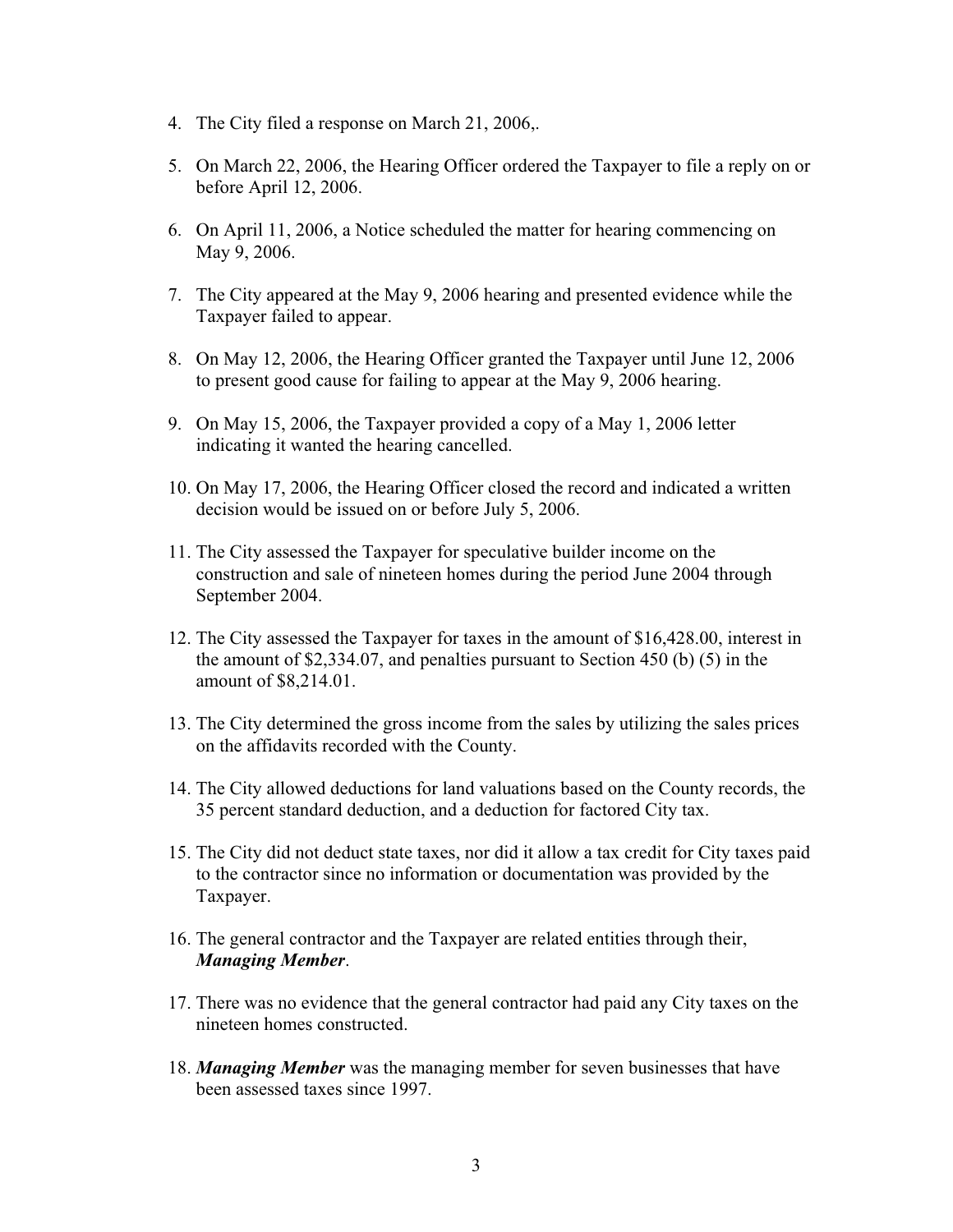4. The City filed a response on March 21, 2006,.

5. On March 22, 2006, the Hearing Officer ordered the Taxpayer to file a reply on or before April 12, 2006.

6. On April 11, 2006, a Notice scheduled the matter for hearing commencing on May 9, 2006.

7. The City appeared at the May 9, 2006 hearing and presented evidence while the Taxpayer failed to appear.

8. On May 12, 2006, the Hearing Officer granted the Taxpayer until June 12, 2006 to present good cause for failing to appear at the May 9, 2006 hearing.

9. On May 15, 2006, the Taxpayer provided a copy of a May 1, 2006 letter indicating it wanted the hearing cancelled.

10. On May 17, 2006, the Hearing Officer closed the record and indicated a written decision would be issued on or before July 5, 2006.

11. The City assessed the Taxpayer for speculative builder income on the construction and sale of nineteen homes during the period June 2004 through September 2004.

12. The City assessed the Taxpayer for taxes in the amount of $16,428.00, interest in the amount of $2,334.07, and penalties pursuant to Section 450 (b) (5) in the amount of $8,214.01.

13. The City determined the gross income from the sales by utilizing the sales prices on the affidavits recorded with the County.

14. The City allowed deductions for land valuations based on the County records, the 35 percent standard deduction, and a deduction for factored City tax.

15. The City did not deduct state taxes, nor did it allow a tax credit for City taxes paid to the contractor since no information or documentation was provided by the Taxpayer.

16. The general contractor and the Taxpayer are related entities through their, ***Managing Member***.

17. There was no evidence that the general contractor had paid any City taxes on the nineteen homes constructed.

18. ***Managing Member*** was the managing member for seven businesses that have been assessed taxes since 1997.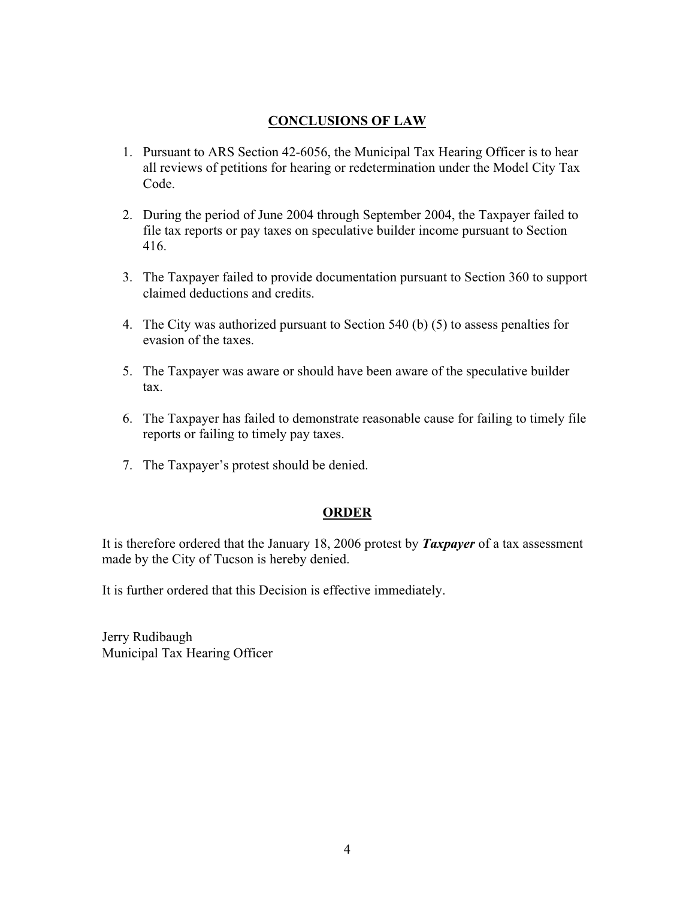## CONCLUSIONS OF LAW

1. Pursuant to ARS Section 42-6056, the Municipal Tax Hearing Officer is to hear all reviews of petitions for hearing or redetermination under the Model City Tax Code.
2. During the period of June 2004 through September 2004, the Taxpayer failed to file tax reports or pay taxes on speculative builder income pursuant to Section 416.
3. The Taxpayer failed to provide documentation pursuant to Section 360 to support claimed deductions and credits.
4. The City was authorized pursuant to Section 540 (b) (5) to assess penalties for evasion of the taxes.
5. The Taxpayer was aware or should have been aware of the speculative builder tax.
6. The Taxpayer has failed to demonstrate reasonable cause for failing to timely file reports or failing to timely pay taxes.
7. The Taxpayer's protest should be denied.

## ORDER

It is therefore ordered that the January 18, 2006 protest by ***Taxpayer*** of a tax assessment made by the City of Tucson is hereby denied.

It is further ordered that this Decision is effective immediately.

Jerry Rudibaugh
Municipal Tax Hearing Officer